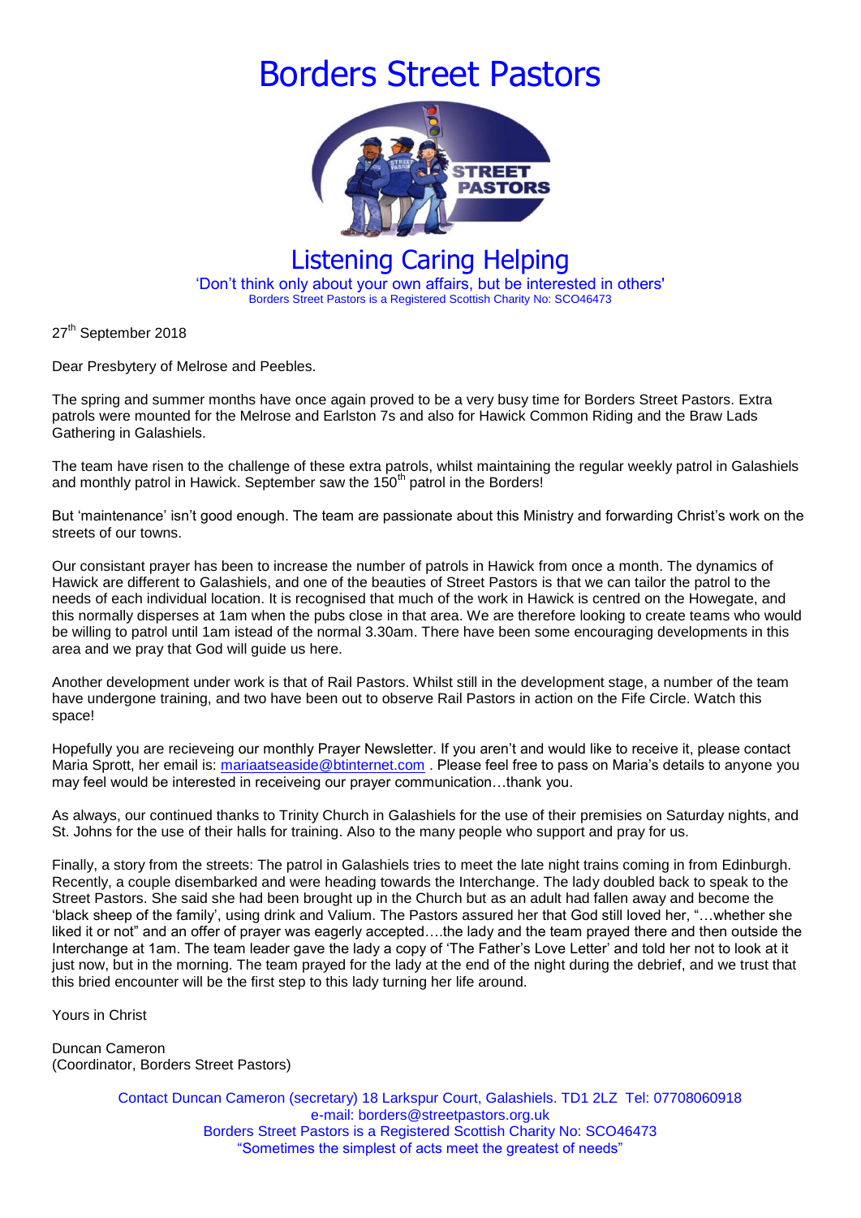# Borders Street Pastors

## Listening Caring Helping

'Don't think only about your own affairs, but be interested in others'

Borders Street Pastors is a Registered Scottish Charity No: SCO46473

27th September 2018

Dear Presbytery of Melrose and Peebles.

The spring and summer months have once again proved to be a very busy time for Borders Street Pastors. Extra patrols were mounted for the Melrose and Earlston 7s and also for Hawick Common Riding and the Braw Lads Gathering in Galashiels.

The team have risen to the challenge of these extra patrols, whilst maintaining the regular weekly patrol in Galashiels and monthly patrol in Hawick. September saw the 150th patrol in the Borders!

But 'maintenance' isn't good enough. The team are passionate about this Ministry and forwarding Christ's work on the streets of our towns.

Our consistant prayer has been to increase the number of patrols in Hawick from once a month. The dynamics of Hawick are different to Galashiels, and one of the beauties of Street Pastors is that we can tailor the patrol to the needs of each individual location. It is recognised that much of the work in Hawick is centred on the Howegate, and this normally disperses at 1am when the pubs close in that area. We are therefore looking to create teams who would be willing to patrol until 1am istead of the normal 3.30am. There have been some encouraging developments in this area and we pray that God will guide us here.

Another development under work is that of Rail Pastors. Whilst still in the development stage, a number of the team have undergone training, and two have been out to observe Rail Pastors in action on the Fife Circle. Watch this space!

Hopefully you are recieveing our monthly Prayer Newsletter. If you aren't and would like to receive it, please contact Maria Sprott, her email is: mariaatseaside@btinternet.com . Please feel free to pass on Maria's details to anyone you may feel would be interested in receiveing our prayer communication…thank you.

As always, our continued thanks to Trinity Church in Galashiels for the use of their premisies on Saturday nights, and St. Johns for the use of their halls for training. Also to the many people who support and pray for us.

Finally, a story from the streets: The patrol in Galashiels tries to meet the late night trains coming in from Edinburgh. Recently, a couple disembarked and were heading towards the Interchange. The lady doubled back to speak to the Street Pastors. She said she had been brought up in the Church but as an adult had fallen away and become the 'black sheep of the family', using drink and Valium. The Pastors assured her that God still loved her, "…whether she liked it or not" and an offer of prayer was eagerly accepted….the lady and the team prayed there and then outside the Interchange at 1am. The team leader gave the lady a copy of 'The Father's Love Letter' and told her not to look at it just now, but in the morning. The team prayed for the lady at the end of the night during the debrief, and we trust that this bried encounter will be the first step to this lady turning her life around.

Yours in Christ

Duncan Cameron
(Coordinator, Borders Street Pastors)

Contact Duncan Cameron (secretary) 18 Larkspur Court, Galashiels. TD1 2LZ Tel: 07708060918
e-mail: borders@streetpastors.org.uk
Borders Street Pastors is a Registered Scottish Charity No: SCO46473
"Sometimes the simplest of acts meet the greatest of needs"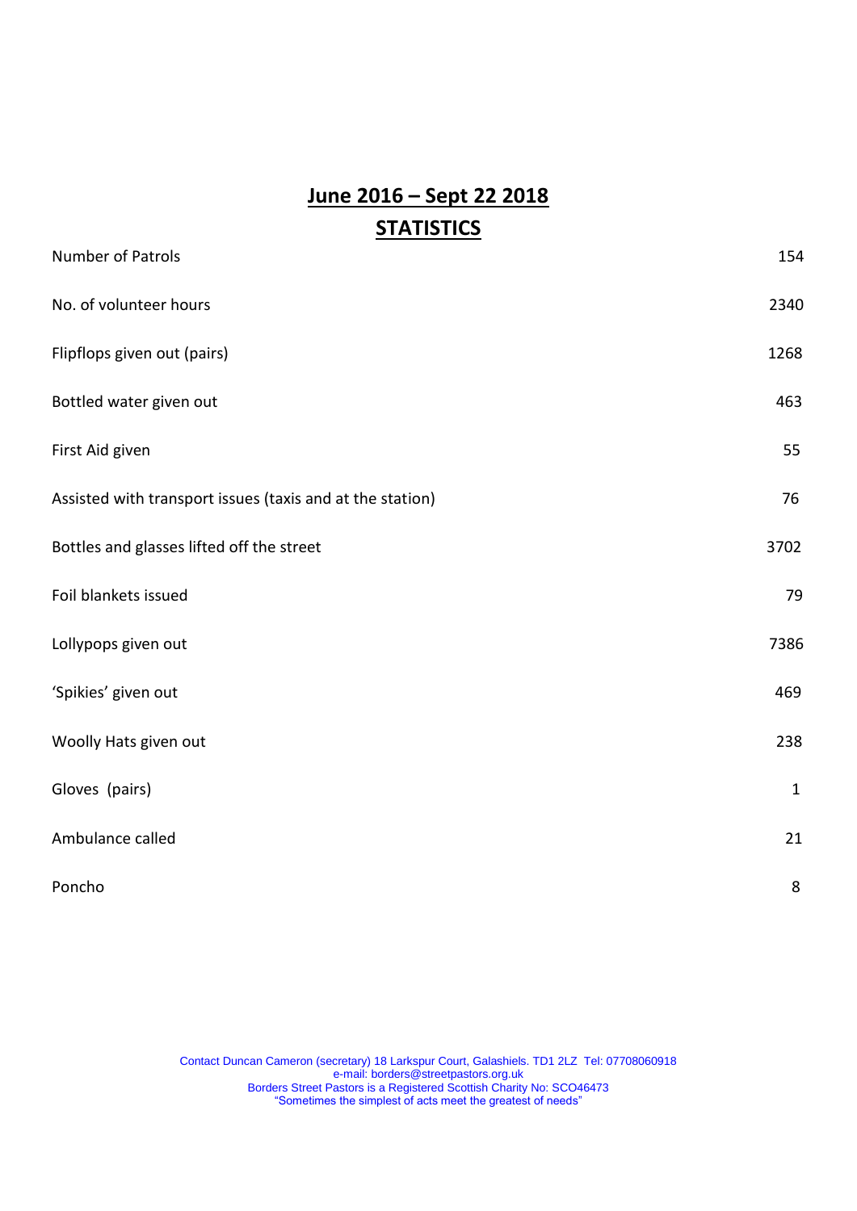## June 2016 – Sept 22 2018

## STATISTICS

| | |
|---|---|
| Number of Patrols | 154 |
| No. of volunteer hours | 2340 |
| Flipflops given out (pairs) | 1268 |
| Bottled water given out | 463 |
| First Aid given | 55 |
| Assisted with transport issues (taxis and at the station) | 76 |
| Bottles and glasses lifted off the street | 3702 |
| Foil blankets issued | 79 |
| Lollypops given out | 7386 |
| 'Spikies' given out | 469 |
| Woolly Hats given out | 238 |
| Gloves (pairs) | 1 |
| Ambulance called | 21 |
| Poncho | 8 |

Contact Duncan Cameron (secretary) 18 Larkspur Court, Galashiels. TD1 2LZ Tel: 07708060918
e-mail: borders@streetpastors.org.uk
Borders Street Pastors is a Registered Scottish Charity No: SCO46473
"Sometimes the simplest of acts meet the greatest of needs"